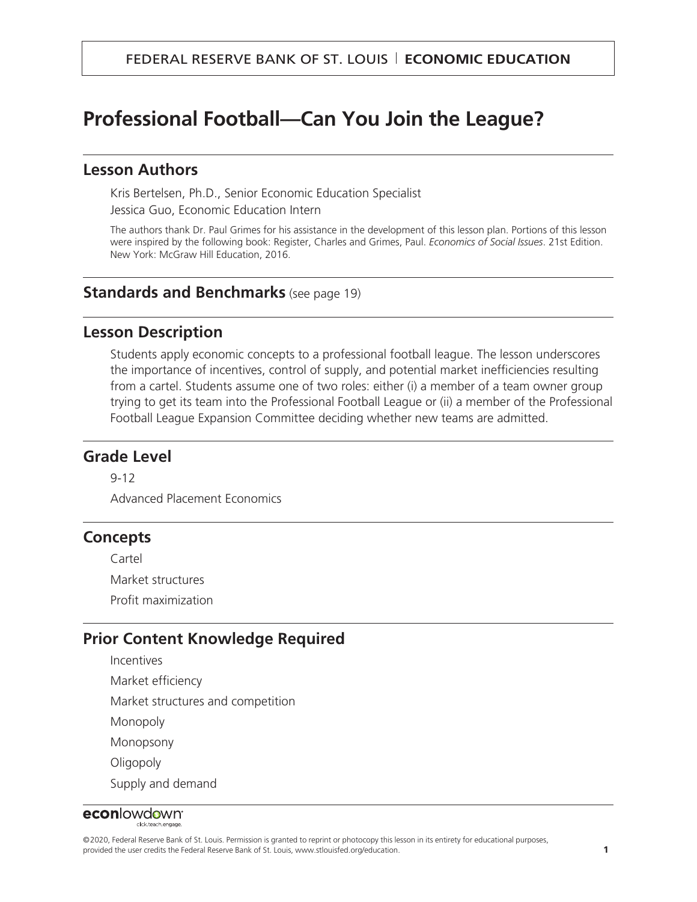# Professional Football—Can You Join the League?

## Lesson Authors

Kris Bertelsen, Ph.D., Senior Economic Education Specialist

Jessica Guo, Economic Education Intern

The authors thank Dr. Paul Grimes for his assistance in the development of this lesson plan. Portions of this lesson were inspired by the following book: Register, Charles and Grimes, Paul. *Economics of Social Issues*. 21st Edition. New York: McGraw Hill Education, 2016.

## Standards and Benchmarks (see page 19)

## Lesson Description

Students apply economic concepts to a professional football league. The lesson underscores the importance of incentives, control of supply, and potential market inefficiencies resulting from a cartel. Students assume one of two roles: either (i) a member of a team owner group trying to get its team into the Professional Football League or (ii) a member of the Professional Football League Expansion Committee deciding whether new teams are admitted.

## Grade Level

9-12

Advanced Placement Economics

## Concepts

Cartel

Market structures

Profit maximization

## Prior Content Knowledge Required

Incentives

Market efficiency

Market structures and competition

Monopoly

Monopsony

Oligopoly

Supply and demand

©2020, Federal Reserve Bank of St. Louis. Permission is granted to reprint or photocopy this lesson in its entirety for educational purposes, provided the user credits the Federal Reserve Bank of St. Louis, www.stlouisfed.org/education.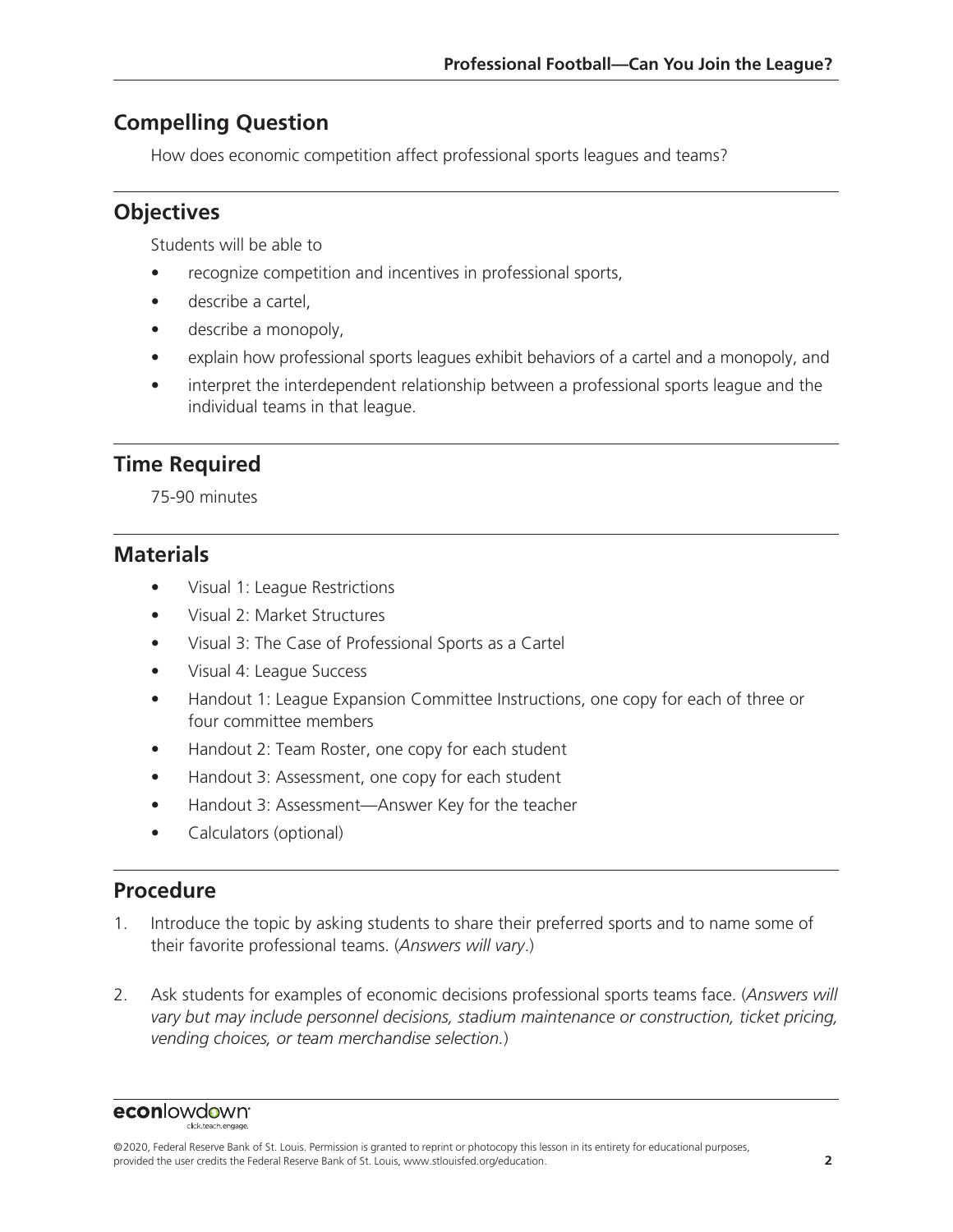## Compelling Question

How does economic competition affect professional sports leagues and teams?

## Objectives

Students will be able to

- recognize competition and incentives in professional sports,
- describe a cartel,
- describe a monopoly,
- explain how professional sports leagues exhibit behaviors of a cartel and a monopoly, and
- interpret the interdependent relationship between a professional sports league and the individual teams in that league.

## Time Required

75-90 minutes

## Materials

- Visual 1: League Restrictions
- Visual 2: Market Structures
- Visual 3: The Case of Professional Sports as a Cartel
- Visual 4: League Success
- Handout 1: League Expansion Committee Instructions, one copy for each of three or four committee members
- Handout 2: Team Roster, one copy for each student
- Handout 3: Assessment, one copy for each student
- Handout 3: Assessment—Answer Key for the teacher
- Calculators (optional)

## Procedure

1. Introduce the topic by asking students to share their preferred sports and to name some of their favorite professional teams. (*Answers will vary*.)

2. Ask students for examples of economic decisions professional sports teams face. (*Answers will vary but may include personnel decisions, stadium maintenance or construction, ticket pricing, vending choices, or team merchandise selection.*)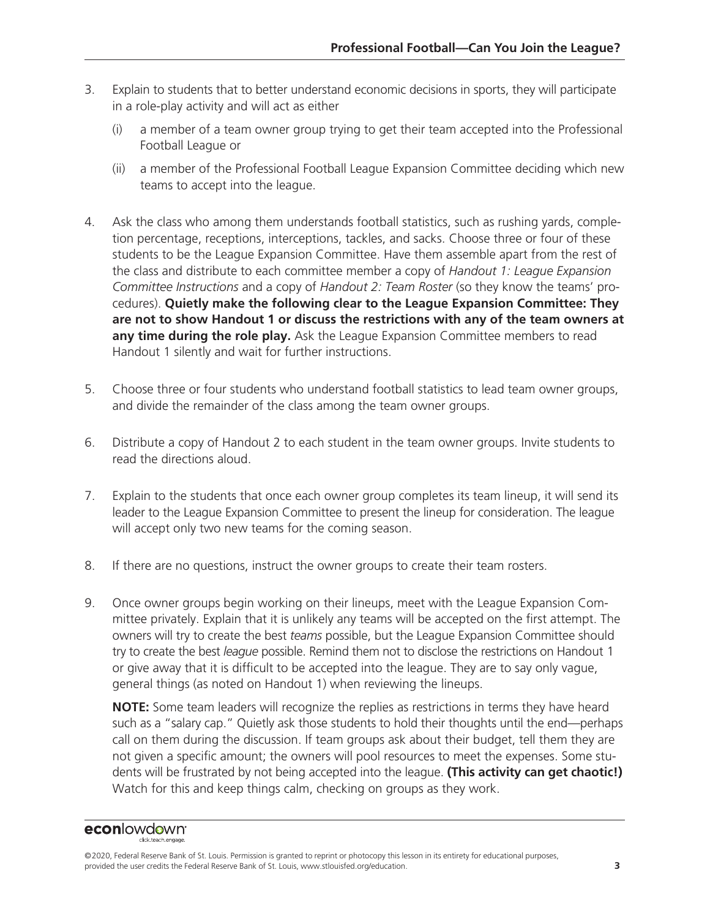3. Explain to students that to better understand economic decisions in sports, they will participate in a role-play activity and will act as either

   (i) a member of a team owner group trying to get their team accepted into the Professional Football League or

   (ii) a member of the Professional Football League Expansion Committee deciding which new teams to accept into the league.

4. Ask the class who among them understands football statistics, such as rushing yards, completion percentage, receptions, interceptions, tackles, and sacks. Choose three or four of these students to be the League Expansion Committee. Have them assemble apart from the rest of the class and distribute to each committee member a copy of *Handout 1: League Expansion Committee Instructions* and a copy of *Handout 2: Team Roster* (so they know the teams' procedures). **Quietly make the following clear to the League Expansion Committee: They are not to show Handout 1 or discuss the restrictions with any of the team owners at any time during the role play.** Ask the League Expansion Committee members to read Handout 1 silently and wait for further instructions.

5. Choose three or four students who understand football statistics to lead team owner groups, and divide the remainder of the class among the team owner groups.

6. Distribute a copy of Handout 2 to each student in the team owner groups. Invite students to read the directions aloud.

7. Explain to the students that once each owner group completes its team lineup, it will send its leader to the League Expansion Committee to present the lineup for consideration. The league will accept only two new teams for the coming season.

8. If there are no questions, instruct the owner groups to create their team rosters.

9. Once owner groups begin working on their lineups, meet with the League Expansion Committee privately. Explain that it is unlikely any teams will be accepted on the first attempt. The owners will try to create the best *teams* possible, but the League Expansion Committee should try to create the best *league* possible. Remind them not to disclose the restrictions on Handout 1 or give away that it is difficult to be accepted into the league. They are to say only vague, general things (as noted on Handout 1) when reviewing the lineups.

   **NOTE:** Some team leaders will recognize the replies as restrictions in terms they have heard such as a "salary cap." Quietly ask those students to hold their thoughts until the end—perhaps call on them during the discussion. If team groups ask about their budget, tell them they are not given a specific amount; the owners will pool resources to meet the expenses. Some students will be frustrated by not being accepted into the league. **(This activity can get chaotic!)** Watch for this and keep things calm, checking on groups as they work.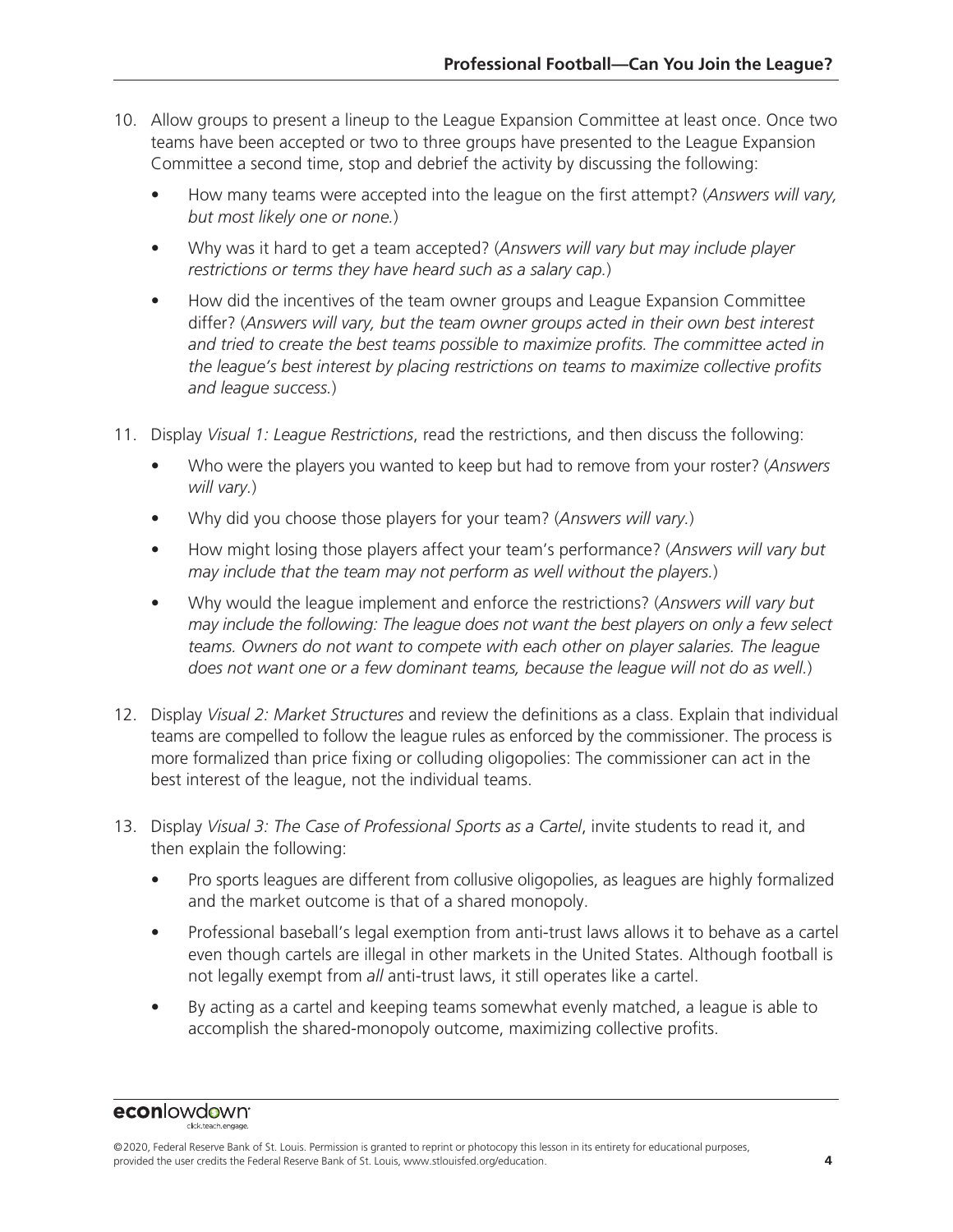10. Allow groups to present a lineup to the League Expansion Committee at least once. Once two teams have been accepted or two to three groups have presented to the League Expansion Committee a second time, stop and debrief the activity by discussing the following:
    - How many teams were accepted into the league on the first attempt? (*Answers will vary, but most likely one or none.*)
    - Why was it hard to get a team accepted? (*Answers will vary but may include player restrictions or terms they have heard such as a salary cap.*)
    - How did the incentives of the team owner groups and League Expansion Committee differ? (*Answers will vary, but the team owner groups acted in their own best interest and tried to create the best teams possible to maximize profits. The committee acted in the league's best interest by placing restrictions on teams to maximize collective profits and league success.*)

11. Display *Visual 1: League Restrictions*, read the restrictions, and then discuss the following:
    - Who were the players you wanted to keep but had to remove from your roster? (*Answers will vary.*)
    - Why did you choose those players for your team? (*Answers will vary.*)
    - How might losing those players affect your team's performance? (*Answers will vary but may include that the team may not perform as well without the players.*)
    - Why would the league implement and enforce the restrictions? (*Answers will vary but may include the following: The league does not want the best players on only a few select teams. Owners do not want to compete with each other on player salaries. The league does not want one or a few dominant teams, because the league will not do as well.*)

12. Display *Visual 2: Market Structures* and review the definitions as a class. Explain that individual teams are compelled to follow the league rules as enforced by the commissioner. The process is more formalized than price fixing or colluding oligopolies: The commissioner can act in the best interest of the league, not the individual teams.

13. Display *Visual 3: The Case of Professional Sports as a Cartel*, invite students to read it, and then explain the following:
    - Pro sports leagues are different from collusive oligopolies, as leagues are highly formalized and the market outcome is that of a shared monopoly.
    - Professional baseball's legal exemption from anti-trust laws allows it to behave as a cartel even though cartels are illegal in other markets in the United States. Although football is not legally exempt from *all* anti-trust laws, it still operates like a cartel.
    - By acting as a cartel and keeping teams somewhat evenly matched, a league is able to accomplish the shared-monopoly outcome, maximizing collective profits.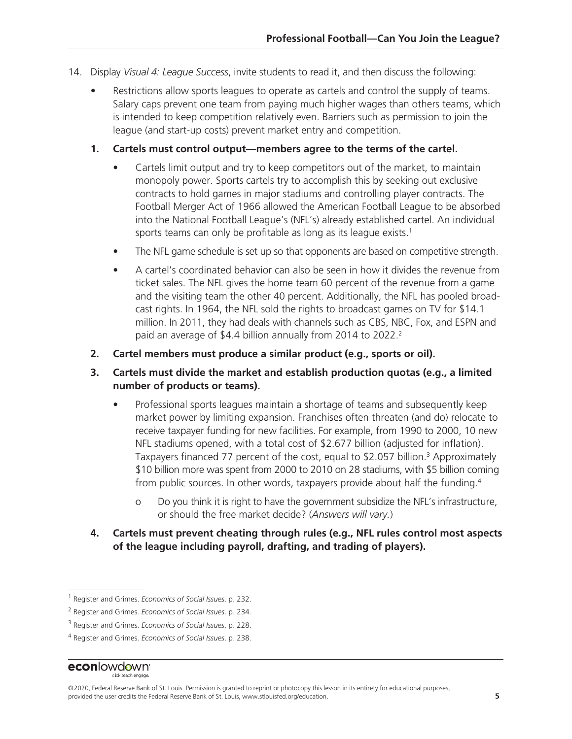14. Display *Visual 4: League Success*, invite students to read it, and then discuss the following:

    - Restrictions allow sports leagues to operate as cartels and control the supply of teams. Salary caps prevent one team from paying much higher wages than others teams, which is intended to keep competition relatively even. Barriers such as permission to join the league (and start-up costs) prevent market entry and competition.

    **1. Cartels must control output—members agree to the terms of the cartel.**

    - Cartels limit output and try to keep competitors out of the market, to maintain monopoly power. Sports cartels try to accomplish this by seeking out exclusive contracts to hold games in major stadiums and controlling player contracts. The Football Merger Act of 1966 allowed the American Football League to be absorbed into the National Football League's (NFL's) already established cartel. An individual sports teams can only be profitable as long as its league exists.[1]
    - The NFL game schedule is set up so that opponents are based on competitive strength.
    - A cartel's coordinated behavior can also be seen in how it divides the revenue from ticket sales. The NFL gives the home team 60 percent of the revenue from a game and the visiting team the other 40 percent. Additionally, the NFL has pooled broadcast rights. In 1964, the NFL sold the rights to broadcast games on TV for $14.1 million. In 2011, they had deals with channels such as CBS, NBC, Fox, and ESPN and paid an average of $4.4 billion annually from 2014 to 2022.[2]

    **2. Cartel members must produce a similar product (e.g., sports or oil).**

    **3. Cartels must divide the market and establish production quotas (e.g., a limited number of products or teams).**

    - Professional sports leagues maintain a shortage of teams and subsequently keep market power by limiting expansion. Franchises often threaten (and do) relocate to receive taxpayer funding for new facilities. For example, from 1990 to 2000, 10 new NFL stadiums opened, with a total cost of $2.677 billion (adjusted for inflation). Taxpayers financed 77 percent of the cost, equal to $2.057 billion.[3] Approximately $10 billion more was spent from 2000 to 2010 on 28 stadiums, with $5 billion coming from public sources. In other words, taxpayers provide about half the funding.[4]
        - o Do you think it is right to have the government subsidize the NFL's infrastructure, or should the free market decide? (*Answers will vary.*)

    **4. Cartels must prevent cheating through rules (e.g., NFL rules control most aspects of the league including payroll, drafting, and trading of players).**

---

[1] Register and Grimes. *Economics of Social Issues*. p. 232.

[2] Register and Grimes. *Economics of Social Issues*. p. 234.

[3] Register and Grimes. *Economics of Social Issues*. p. 228.

[4] Register and Grimes. *Economics of Social Issues*. p. 238.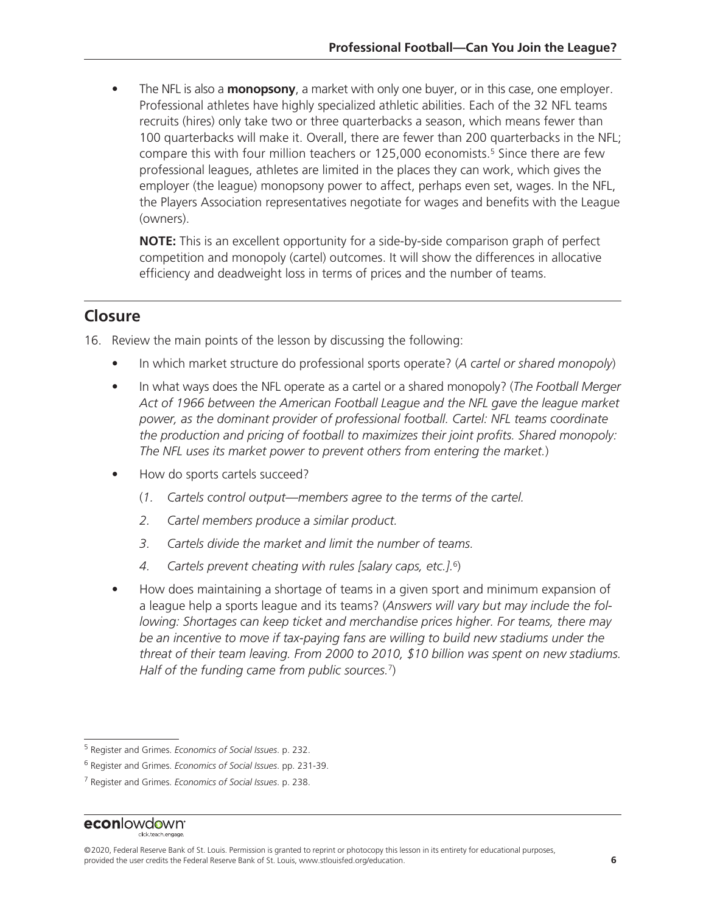- The NFL is also a **monopsony**, a market with only one buyer, or in this case, one employer. Professional athletes have highly specialized athletic abilities. Each of the 32 NFL teams recruits (hires) only take two or three quarterbacks a season, which means fewer than 100 quarterbacks will make it. Overall, there are fewer than 200 quarterbacks in the NFL; compare this with four million teachers or 125,000 economists.[5] Since there are few professional leagues, athletes are limited in the places they can work, which gives the employer (the league) monopsony power to affect, perhaps even set, wages. In the NFL, the Players Association representatives negotiate for wages and benefits with the League (owners).

  **NOTE:** This is an excellent opportunity for a side-by-side comparison graph of perfect competition and monopoly (cartel) outcomes. It will show the differences in allocative efficiency and deadweight loss in terms of prices and the number of teams.

## Closure

16. Review the main points of the lesson by discussing the following:
    - In which market structure do professional sports operate? (*A cartel or shared monopoly*)
    - In what ways does the NFL operate as a cartel or a shared monopoly? (*The Football Merger Act of 1966 between the American Football League and the NFL gave the league market power, as the dominant provider of professional football. Cartel: NFL teams coordinate the production and pricing of football to maximizes their joint profits. Shared monopoly: The NFL uses its market power to prevent others from entering the market.*)
    - How do sports cartels succeed?

      (*1. Cartels control output—members agree to the terms of the cartel.*

      *2. Cartel members produce a similar product.*

      *3. Cartels divide the market and limit the number of teams.*

      *4. Cartels prevent cheating with rules [salary caps, etc.].*[6])
    - How does maintaining a shortage of teams in a given sport and minimum expansion of a league help a sports league and its teams? (*Answers will vary but may include the following: Shortages can keep ticket and merchandise prices higher. For teams, there may be an incentive to move if tax-paying fans are willing to build new stadiums under the threat of their team leaving. From 2000 to 2010, $10 billion was spent on new stadiums. Half of the funding came from public sources.*[7])

---

[5] Register and Grimes. *Economics of Social Issues*. p. 232.

[6] Register and Grimes. *Economics of Social Issues*. pp. 231-39.

[7] Register and Grimes. *Economics of Social Issues*. p. 238.

©2020, Federal Reserve Bank of St. Louis. Permission is granted to reprint or photocopy this lesson in its entirety for educational purposes, provided the user credits the Federal Reserve Bank of St. Louis, www.stlouisfed.org/education.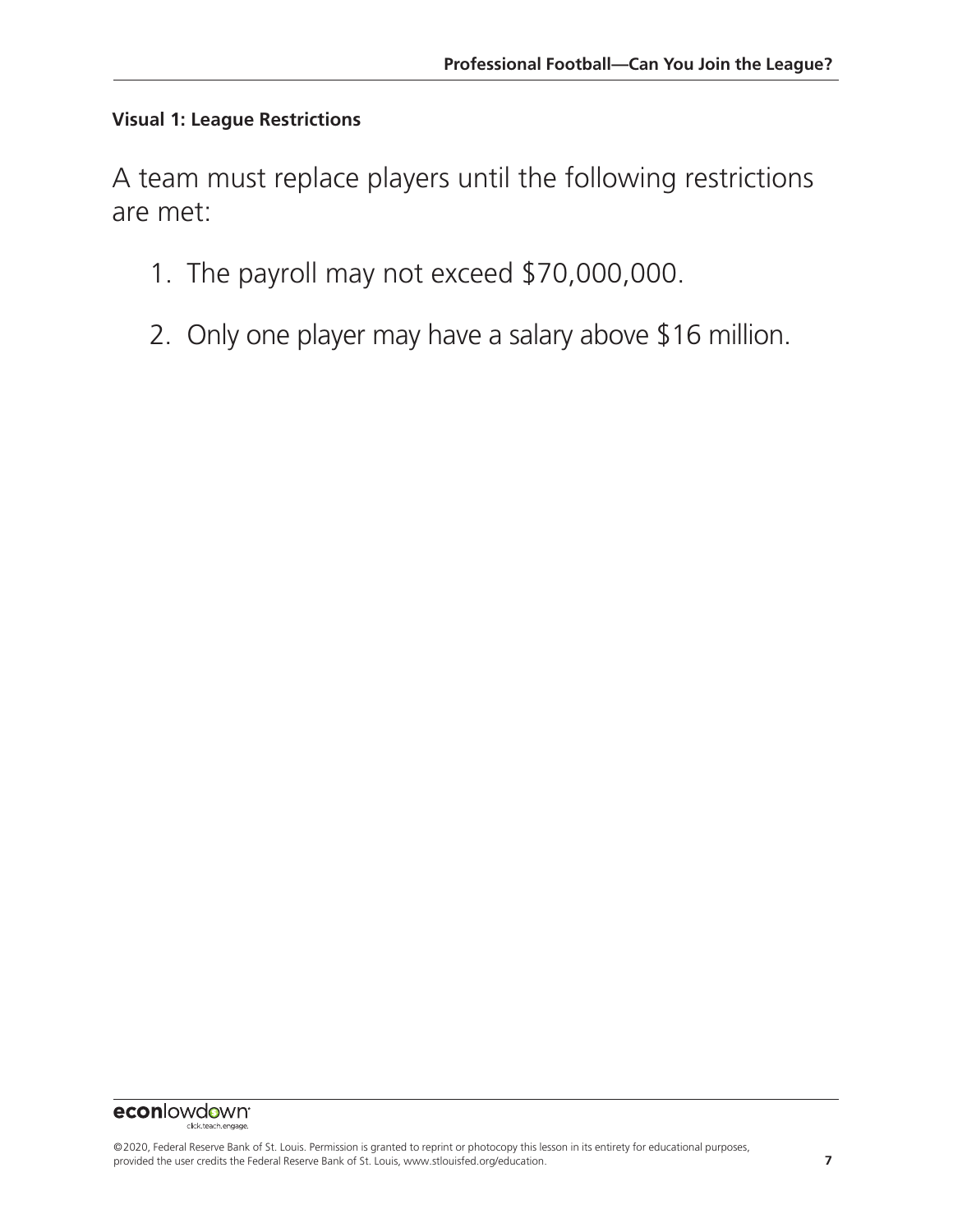**Visual 1: League Restrictions**

A team must replace players until the following restrictions are met:

1. The payroll may not exceed $70,000,000.
2. Only one player may have a salary above $16 million.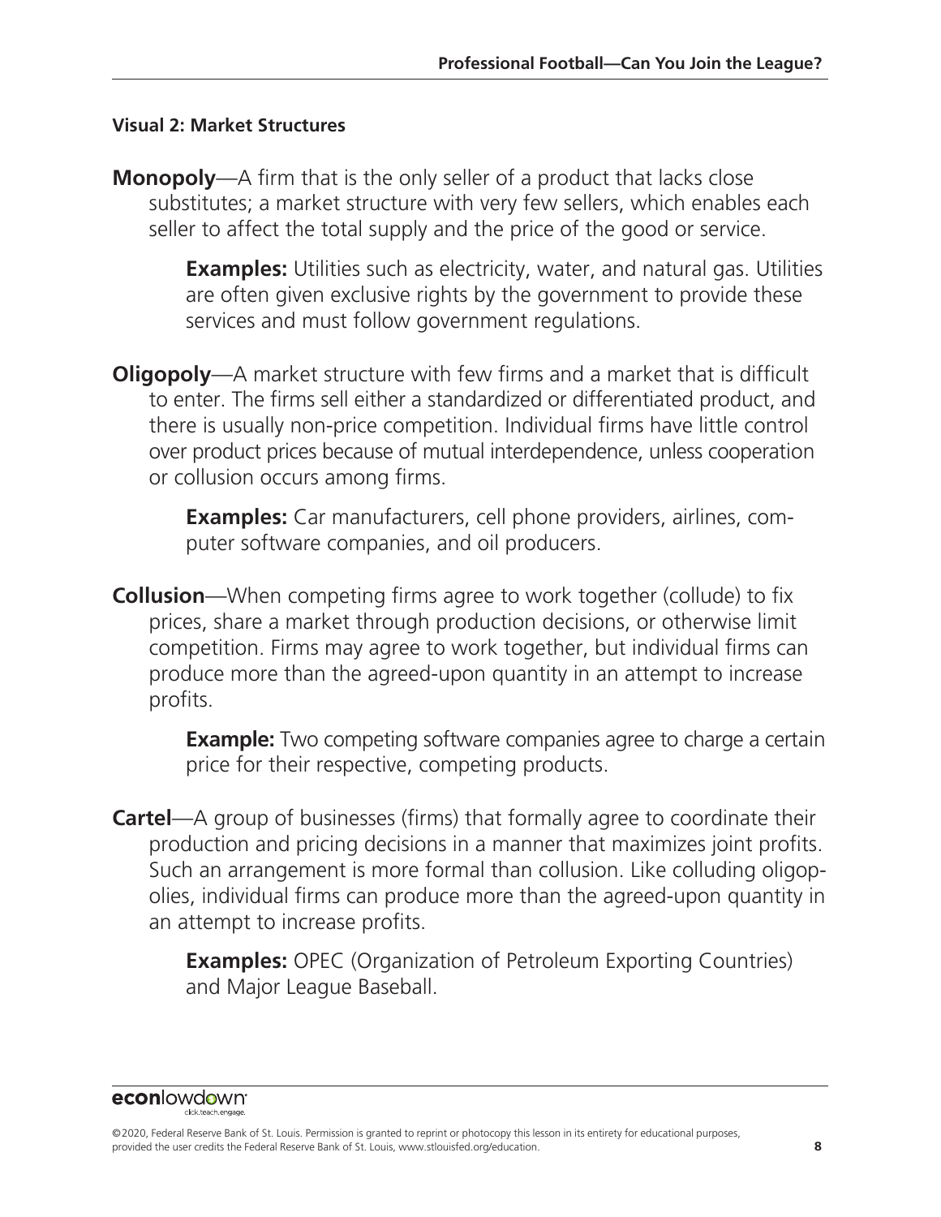### Visual 2: Market Structures

**Monopoly**—A firm that is the only seller of a product that lacks close substitutes; a market structure with very few sellers, which enables each seller to affect the total supply and the price of the good or service.

> **Examples:** Utilities such as electricity, water, and natural gas. Utilities are often given exclusive rights by the government to provide these services and must follow government regulations.

**Oligopoly**—A market structure with few firms and a market that is difficult to enter. The firms sell either a standardized or differentiated product, and there is usually non-price competition. Individual firms have little control over product prices because of mutual interdependence, unless cooperation or collusion occurs among firms.

> **Examples:** Car manufacturers, cell phone providers, airlines, computer software companies, and oil producers.

**Collusion**—When competing firms agree to work together (collude) to fix prices, share a market through production decisions, or otherwise limit competition. Firms may agree to work together, but individual firms can produce more than the agreed-upon quantity in an attempt to increase profits.

> **Example:** Two competing software companies agree to charge a certain price for their respective, competing products.

**Cartel**—A group of businesses (firms) that formally agree to coordinate their production and pricing decisions in a manner that maximizes joint profits. Such an arrangement is more formal than collusion. Like colluding oligopolies, individual firms can produce more than the agreed-upon quantity in an attempt to increase profits.

> **Examples:** OPEC (Organization of Petroleum Exporting Countries) and Major League Baseball.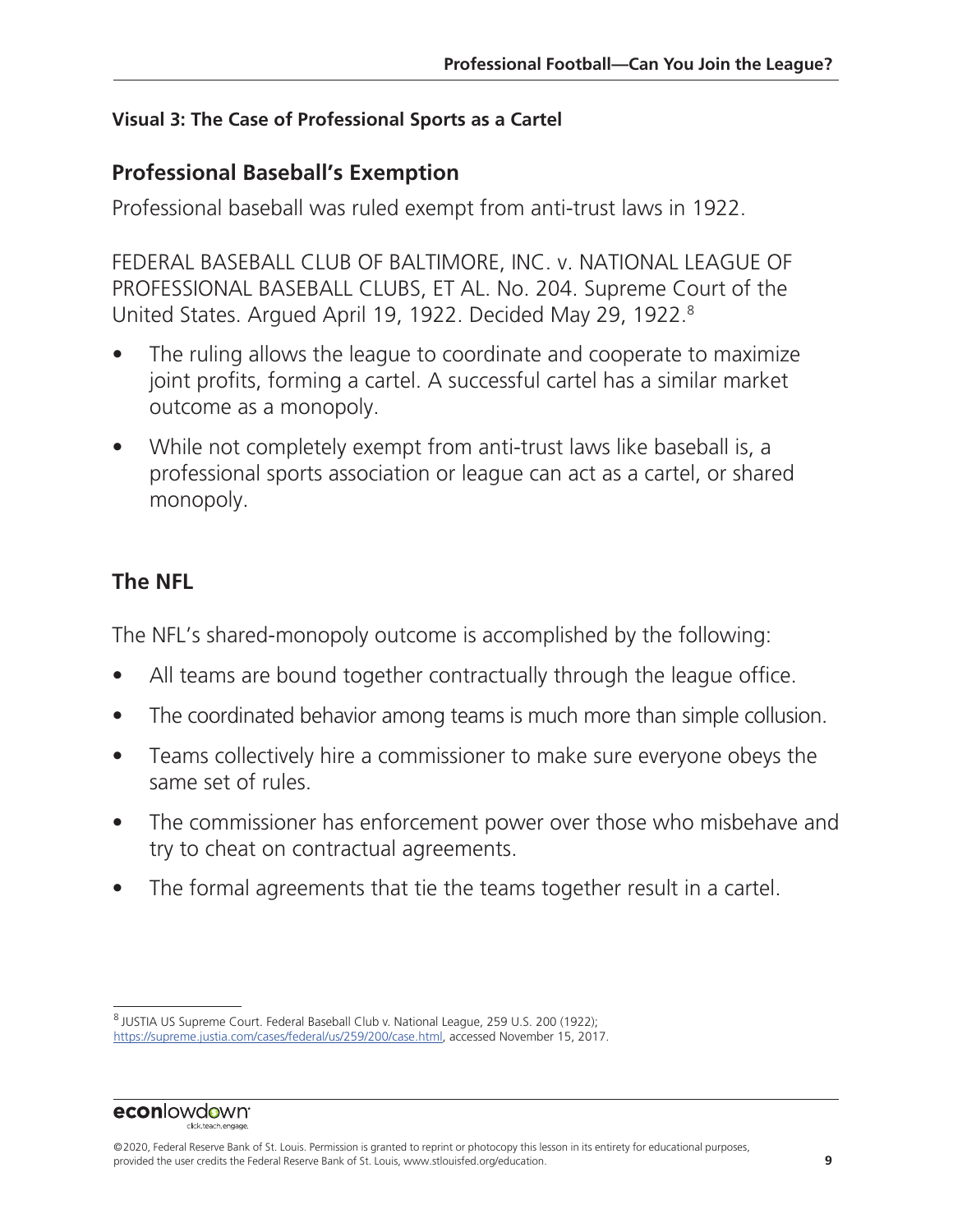### Visual 3: The Case of Professional Sports as a Cartel

## Professional Baseball's Exemption

Professional baseball was ruled exempt from anti-trust laws in 1922.

FEDERAL BASEBALL CLUB OF BALTIMORE, INC. v. NATIONAL LEAGUE OF PROFESSIONAL BASEBALL CLUBS, ET AL. No. 204. Supreme Court of the United States. Argued April 19, 1922. Decided May 29, 1922.[8]

- The ruling allows the league to coordinate and cooperate to maximize joint profits, forming a cartel. A successful cartel has a similar market outcome as a monopoly.
- While not completely exempt from anti-trust laws like baseball is, a professional sports association or league can act as a cartel, or shared monopoly.

## The NFL

The NFL's shared-monopoly outcome is accomplished by the following:

- All teams are bound together contractually through the league office.
- The coordinated behavior among teams is much more than simple collusion.
- Teams collectively hire a commissioner to make sure everyone obeys the same set of rules.
- The commissioner has enforcement power over those who misbehave and try to cheat on contractual agreements.
- The formal agreements that tie the teams together result in a cartel.

---

[8] JUSTIA US Supreme Court. Federal Baseball Club v. National League, 259 U.S. 200 (1922); https://supreme.justia.com/cases/federal/us/259/200/case.html, accessed November 15, 2017.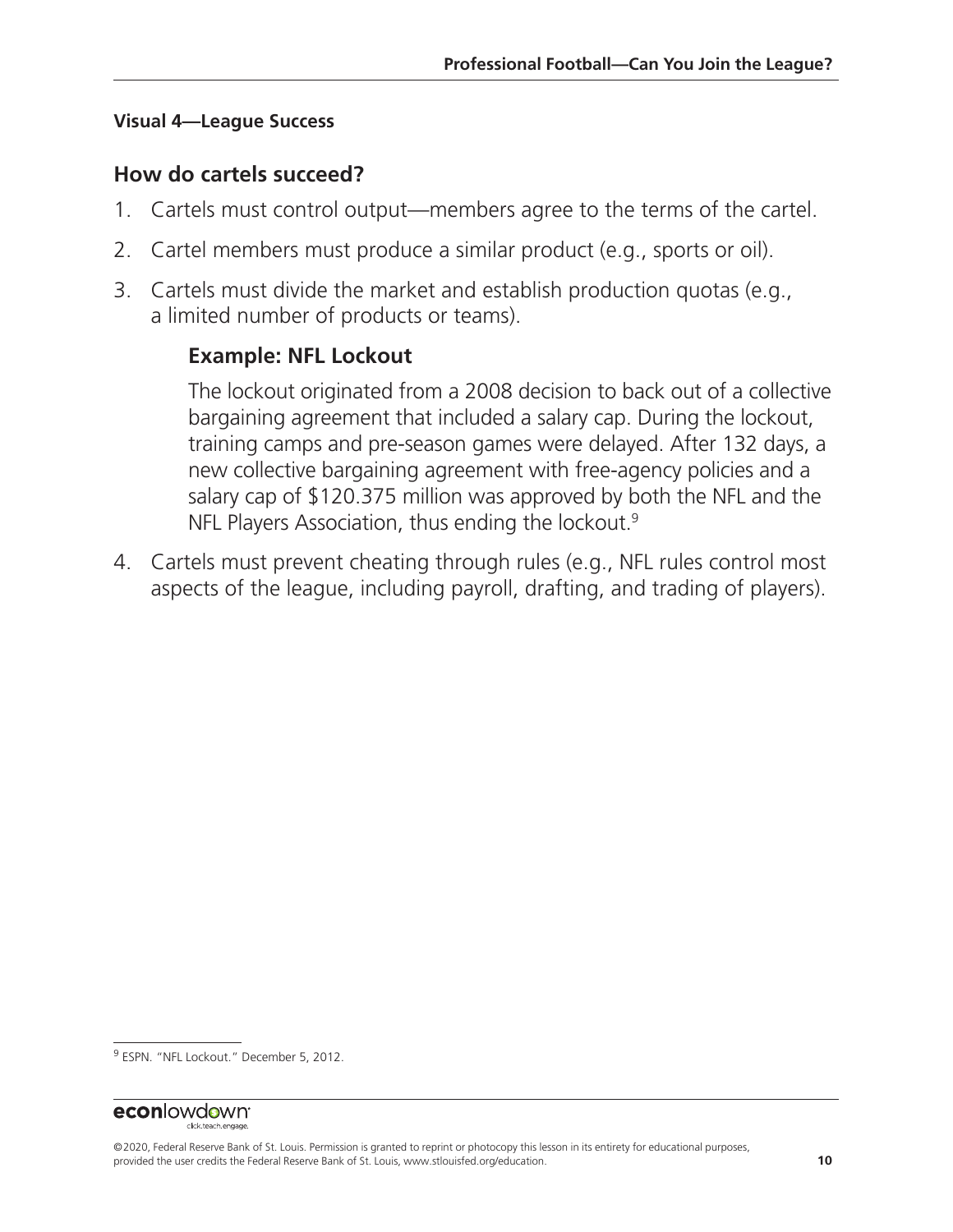**Visual 4—League Success**

## How do cartels succeed?

1. Cartels must control output—members agree to the terms of the cartel.
2. Cartel members must produce a similar product (e.g., sports or oil).
3. Cartels must divide the market and establish production quotas (e.g., a limited number of products or teams).

   ### Example: NFL Lockout

   The lockout originated from a 2008 decision to back out of a collective bargaining agreement that included a salary cap. During the lockout, training camps and pre-season games were delayed. After 132 days, a new collective bargaining agreement with free-agency policies and a salary cap of $120.375 million was approved by both the NFL and the NFL Players Association, thus ending the lockout.[9]

4. Cartels must prevent cheating through rules (e.g., NFL rules control most aspects of the league, including payroll, drafting, and trading of players).

---

[9] ESPN. "NFL Lockout." December 5, 2012.

©2020, Federal Reserve Bank of St. Louis. Permission is granted to reprint or photocopy this lesson in its entirety for educational purposes, provided the user credits the Federal Reserve Bank of St. Louis, www.stlouisfed.org/education.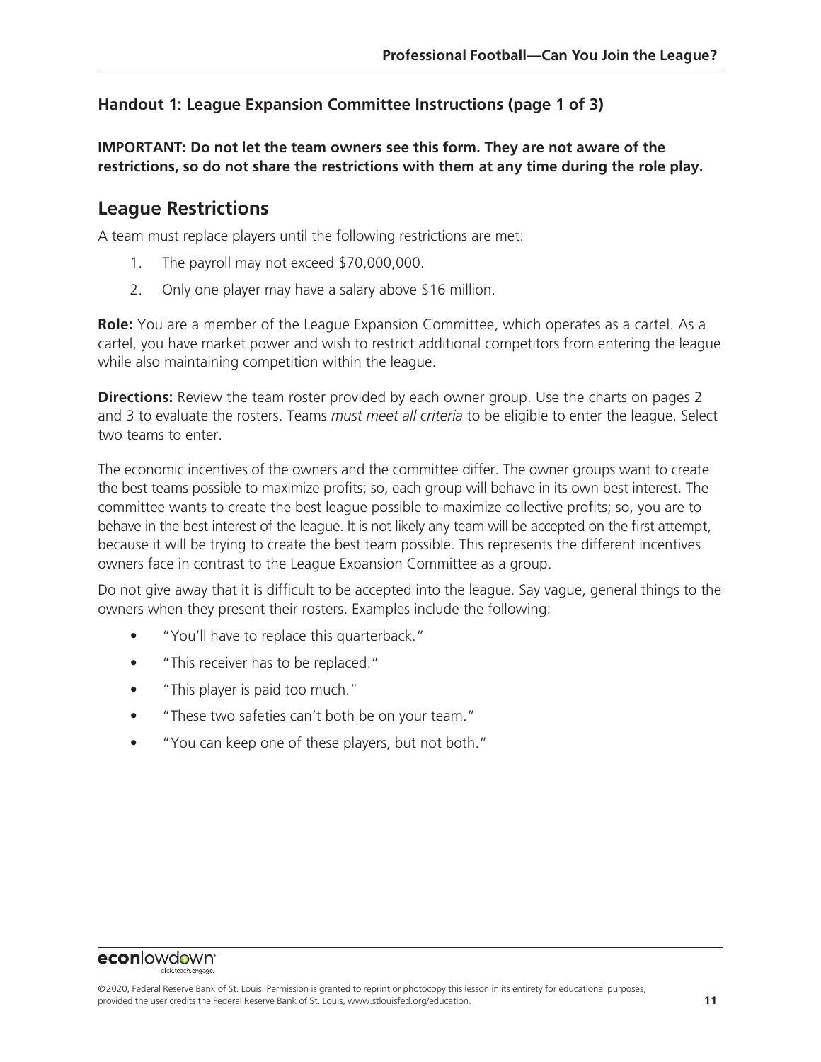### Handout 1: League Expansion Committee Instructions (page 1 of 3)

**IMPORTANT: Do not let the team owners see this form. They are not aware of the restrictions, so do not share the restrictions with them at any time during the role play.**

## League Restrictions

A team must replace players until the following restrictions are met:

1. The payroll may not exceed $70,000,000.
2. Only one player may have a salary above $16 million.

**Role:** You are a member of the League Expansion Committee, which operates as a cartel. As a cartel, you have market power and wish to restrict additional competitors from entering the league while also maintaining competition within the league.

**Directions:** Review the team roster provided by each owner group. Use the charts on pages 2 and 3 to evaluate the rosters. Teams *must meet all criteria* to be eligible to enter the league. Select two teams to enter.

The economic incentives of the owners and the committee differ. The owner groups want to create the best teams possible to maximize profits; so, each group will behave in its own best interest. The committee wants to create the best league possible to maximize collective profits; so, you are to behave in the best interest of the league. It is not likely any team will be accepted on the first attempt, because it will be trying to create the best team possible. This represents the different incentives owners face in contrast to the League Expansion Committee as a group.

Do not give away that it is difficult to be accepted into the league. Say vague, general things to the owners when they present their rosters. Examples include the following:

- "You'll have to replace this quarterback."
- "This receiver has to be replaced."
- "This player is paid too much."
- "These two safeties can't both be on your team."
- "You can keep one of these players, but not both."

©2020, Federal Reserve Bank of St. Louis. Permission is granted to reprint or photocopy this lesson in its entirety for educational purposes, provided the user credits the Federal Reserve Bank of St. Louis, www.stlouisfed.org/education.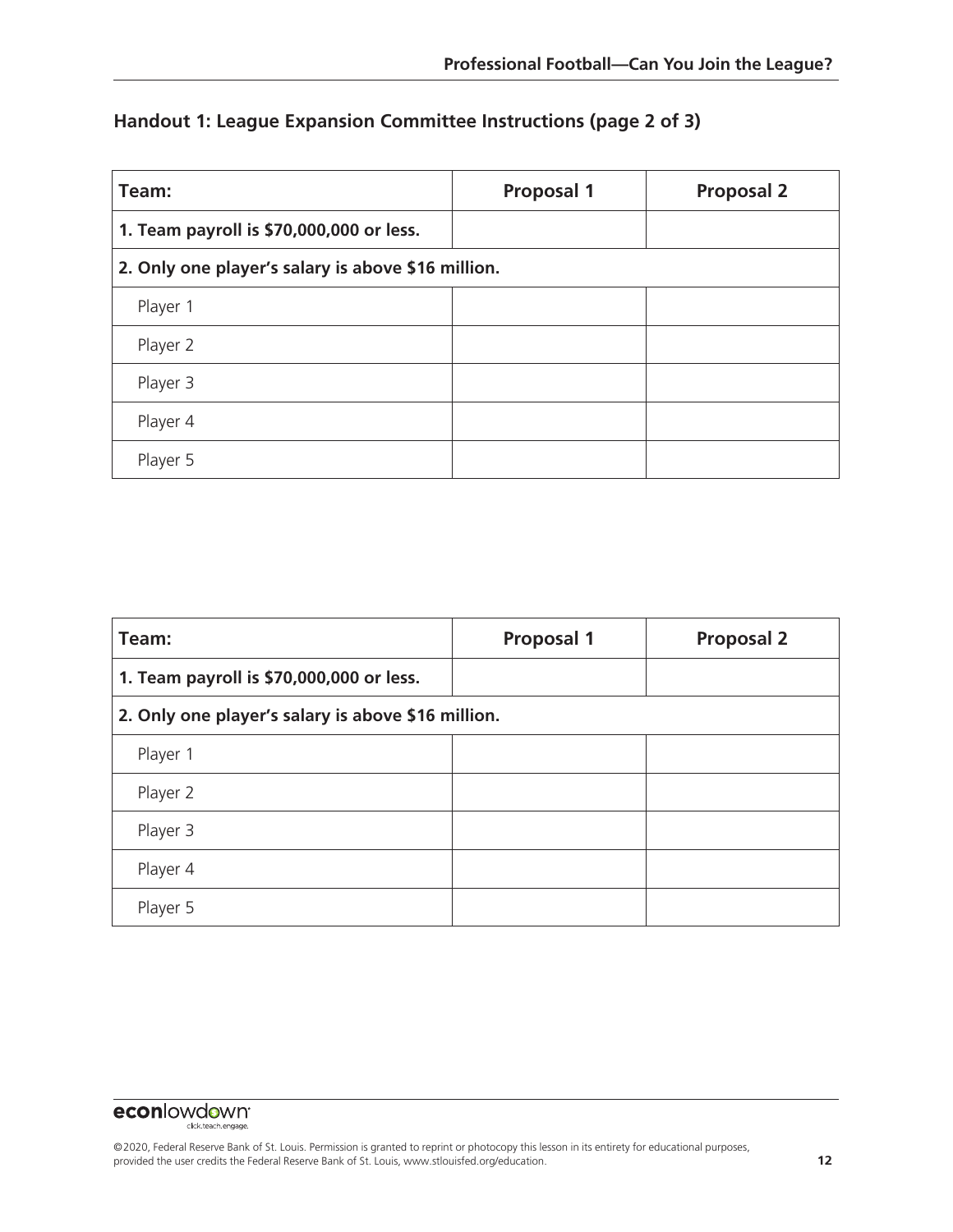## Handout 1: League Expansion Committee Instructions (page 2 of 3)

| Team: | Proposal 1 | Proposal 2 |
|---|---|---|
| **1. Team payroll is $70,000,000 or less.** | | |
| **2. Only one player's salary is above $16 million.** | | |
| Player 1 | | |
| Player 2 | | |
| Player 3 | | |
| Player 4 | | |
| Player 5 | | |

| Team: | Proposal 1 | Proposal 2 |
|---|---|---|
| **1. Team payroll is $70,000,000 or less.** | | |
| **2. Only one player's salary is above $16 million.** | | |
| Player 1 | | |
| Player 2 | | |
| Player 3 | | |
| Player 4 | | |
| Player 5 | | |

©2020, Federal Reserve Bank of St. Louis. Permission is granted to reprint or photocopy this lesson in its entirety for educational purposes, provided the user credits the Federal Reserve Bank of St. Louis, www.stlouisfed.org/education.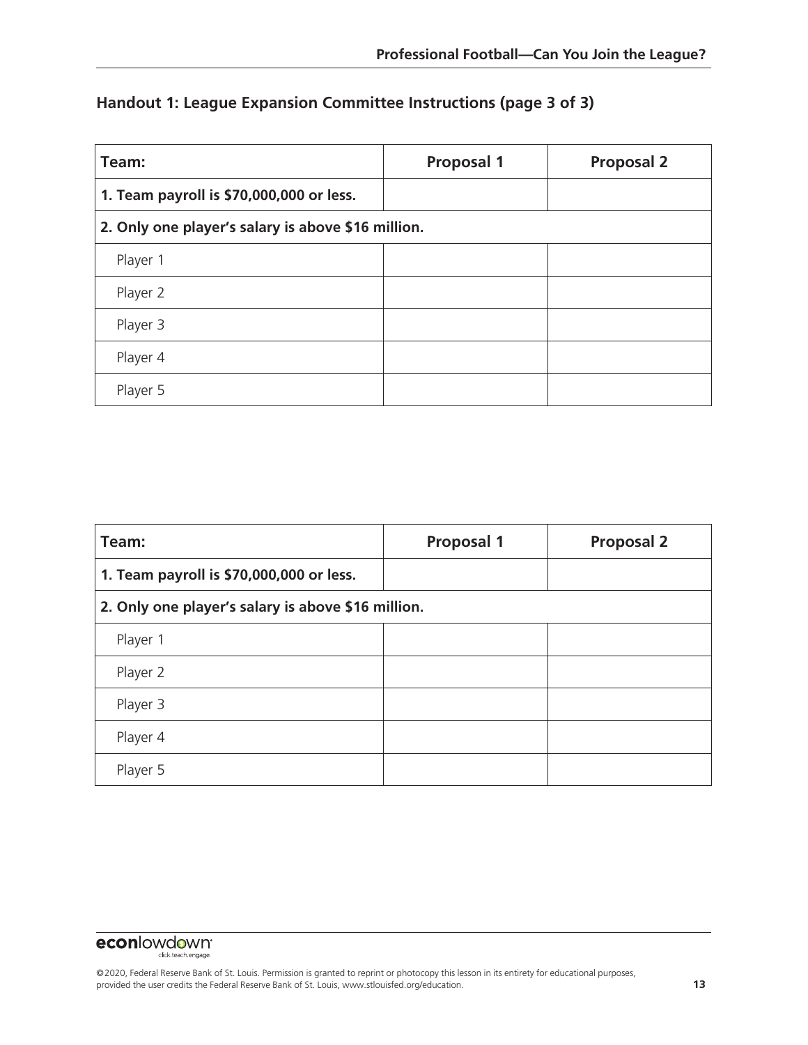## Handout 1: League Expansion Committee Instructions (page 3 of 3)

| Team: | Proposal 1 | Proposal 2 |
| --- | --- | --- |
| **1. Team payroll is $70,000,000 or less.** | | |
| **2. Only one player's salary is above $16 million.** | | |
| Player 1 | | |
| Player 2 | | |
| Player 3 | | |
| Player 4 | | |
| Player 5 | | |

| Team: | Proposal 1 | Proposal 2 |
| --- | --- | --- |
| **1. Team payroll is $70,000,000 or less.** | | |
| **2. Only one player's salary is above $16 million.** | | |
| Player 1 | | |
| Player 2 | | |
| Player 3 | | |
| Player 4 | | |
| Player 5 | | |

©2020, Federal Reserve Bank of St. Louis. Permission is granted to reprint or photocopy this lesson in its entirety for educational purposes, provided the user credits the Federal Reserve Bank of St. Louis, www.stlouisfed.org/education.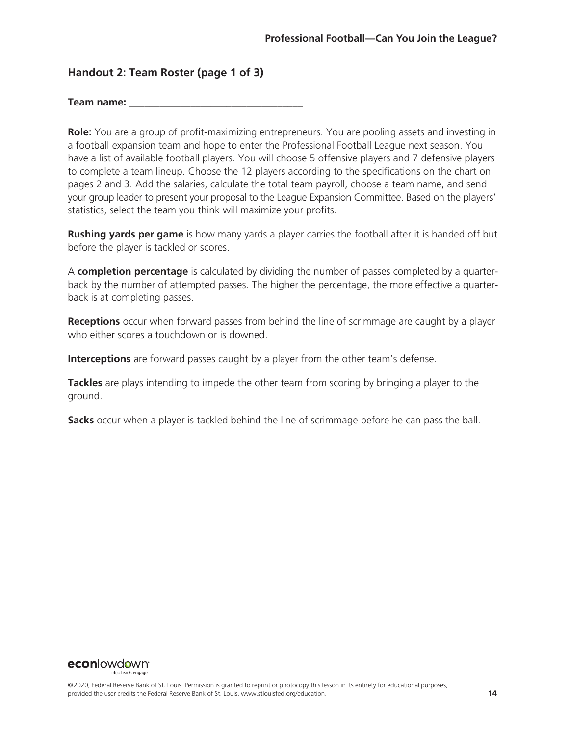## Handout 2: Team Roster (page 1 of 3)

**Team name:** ________________________________

**Role:** You are a group of profit-maximizing entrepreneurs. You are pooling assets and investing in a football expansion team and hope to enter the Professional Football League next season. You have a list of available football players. You will choose 5 offensive players and 7 defensive players to complete a team lineup. Choose the 12 players according to the specifications on the chart on pages 2 and 3. Add the salaries, calculate the total team payroll, choose a team name, and send your group leader to present your proposal to the League Expansion Committee. Based on the players' statistics, select the team you think will maximize your profits.

**Rushing yards per game** is how many yards a player carries the football after it is handed off but before the player is tackled or scores.

A **completion percentage** is calculated by dividing the number of passes completed by a quarterback by the number of attempted passes. The higher the percentage, the more effective a quarterback is at completing passes.

**Receptions** occur when forward passes from behind the line of scrimmage are caught by a player who either scores a touchdown or is downed.

**Interceptions** are forward passes caught by a player from the other team's defense.

**Tackles** are plays intending to impede the other team from scoring by bringing a player to the ground.

**Sacks** occur when a player is tackled behind the line of scrimmage before he can pass the ball.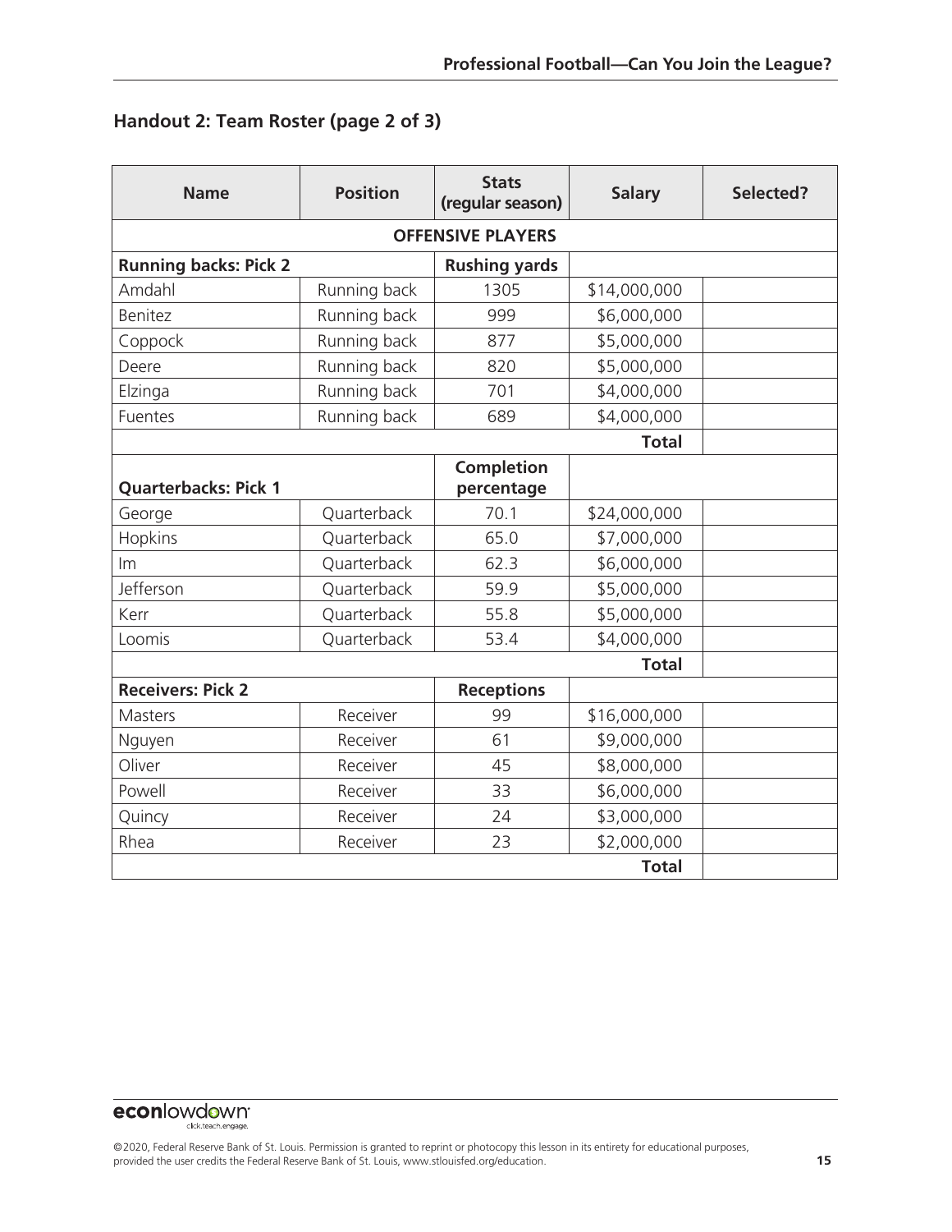## Handout 2: Team Roster (page 2 of 3)

| Name | Position | Stats (regular season) | Salary | Selected? |
|---|---|---|---|---|
| **OFFENSIVE PLAYERS** | | | | |
| **Running backs: Pick 2** | | **Rushing yards** | | |
| Amdahl | Running back | 1305 | $14,000,000 | |
| Benitez | Running back | 999 | $6,000,000 | |
| Coppock | Running back | 877 | $5,000,000 | |
| Deere | Running back | 820 | $5,000,000 | |
| Elzinga | Running back | 701 | $4,000,000 | |
| Fuentes | Running back | 689 | $4,000,000 | |
| | | | **Total** | |
| **Quarterbacks: Pick 1** | | **Completion percentage** | | |
| George | Quarterback | 70.1 | $24,000,000 | |
| Hopkins | Quarterback | 65.0 | $7,000,000 | |
| Im | Quarterback | 62.3 | $6,000,000 | |
| Jefferson | Quarterback | 59.9 | $5,000,000 | |
| Kerr | Quarterback | 55.8 | $5,000,000 | |
| Loomis | Quarterback | 53.4 | $4,000,000 | |
| | | | **Total** | |
| **Receivers: Pick 2** | | **Receptions** | | |
| Masters | Receiver | 99 | $16,000,000 | |
| Nguyen | Receiver | 61 | $9,000,000 | |
| Oliver | Receiver | 45 | $8,000,000 | |
| Powell | Receiver | 33 | $6,000,000 | |
| Quincy | Receiver | 24 | $3,000,000 | |
| Rhea | Receiver | 23 | $2,000,000 | |
| | | | **Total** | |

©2020, Federal Reserve Bank of St. Louis. Permission is granted to reprint or photocopy this lesson in its entirety for educational purposes, provided the user credits the Federal Reserve Bank of St. Louis, www.stlouisfed.org/education.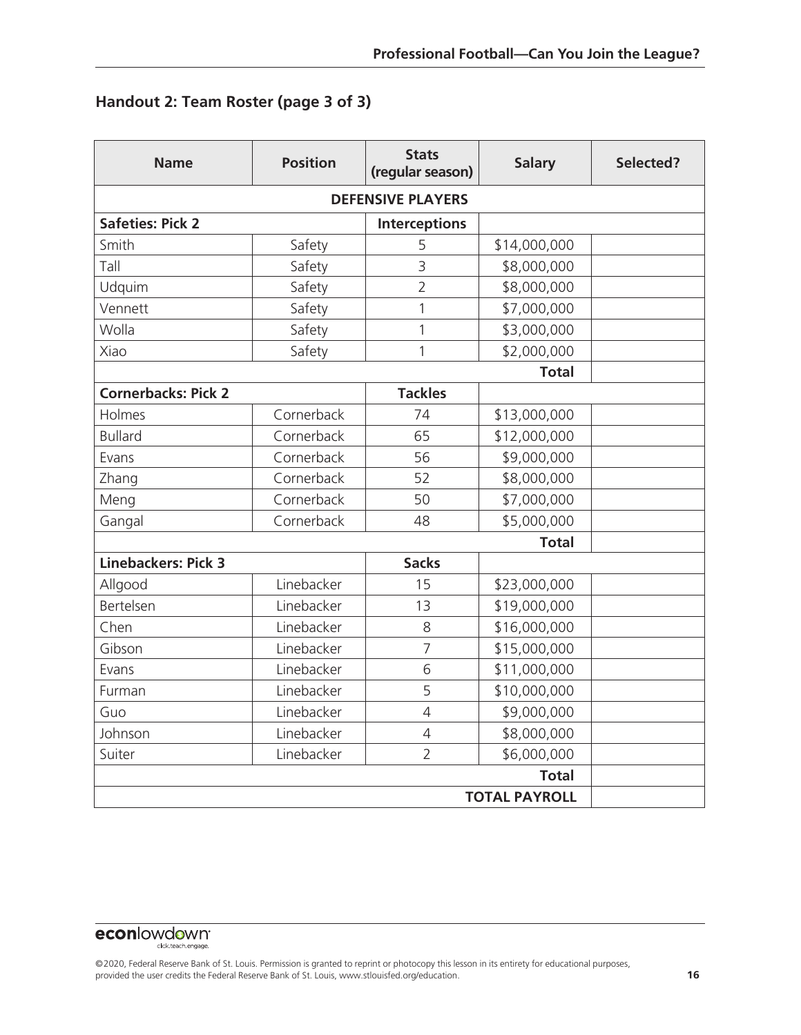## Handout 2: Team Roster (page 3 of 3)

| Name | Position | Stats (regular season) | Salary | Selected? |
|---|---|---|---|---|
| **DEFENSIVE PLAYERS** | | | | |
| **Safeties: Pick 2** | | **Interceptions** | | |
| Smith | Safety | 5 | $14,000,000 | |
| Tall | Safety | 3 | $8,000,000 | |
| Udquim | Safety | 2 | $8,000,000 | |
| Vennett | Safety | 1 | $7,000,000 | |
| Wolla | Safety | 1 | $3,000,000 | |
| Xiao | Safety | 1 | $2,000,000 | |
| | | | **Total** | |
| **Cornerbacks: Pick 2** | | **Tackles** | | |
| Holmes | Cornerback | 74 | $13,000,000 | |
| Bullard | Cornerback | 65 | $12,000,000 | |
| Evans | Cornerback | 56 | $9,000,000 | |
| Zhang | Cornerback | 52 | $8,000,000 | |
| Meng | Cornerback | 50 | $7,000,000 | |
| Gangal | Cornerback | 48 | $5,000,000 | |
| | | | **Total** | |
| **Linebackers: Pick 3** | | **Sacks** | | |
| Allgood | Linebacker | 15 | $23,000,000 | |
| Bertelsen | Linebacker | 13 | $19,000,000 | |
| Chen | Linebacker | 8 | $16,000,000 | |
| Gibson | Linebacker | 7 | $15,000,000 | |
| Evans | Linebacker | 6 | $11,000,000 | |
| Furman | Linebacker | 5 | $10,000,000 | |
| Guo | Linebacker | 4 | $9,000,000 | |
| Johnson | Linebacker | 4 | $8,000,000 | |
| Suiter | Linebacker | 2 | $6,000,000 | |
| | | | **Total** | |
| | | | **TOTAL PAYROLL** | |

©2020, Federal Reserve Bank of St. Louis. Permission is granted to reprint or photocopy this lesson in its entirety for educational purposes, provided the user credits the Federal Reserve Bank of St. Louis, www.stlouisfed.org/education.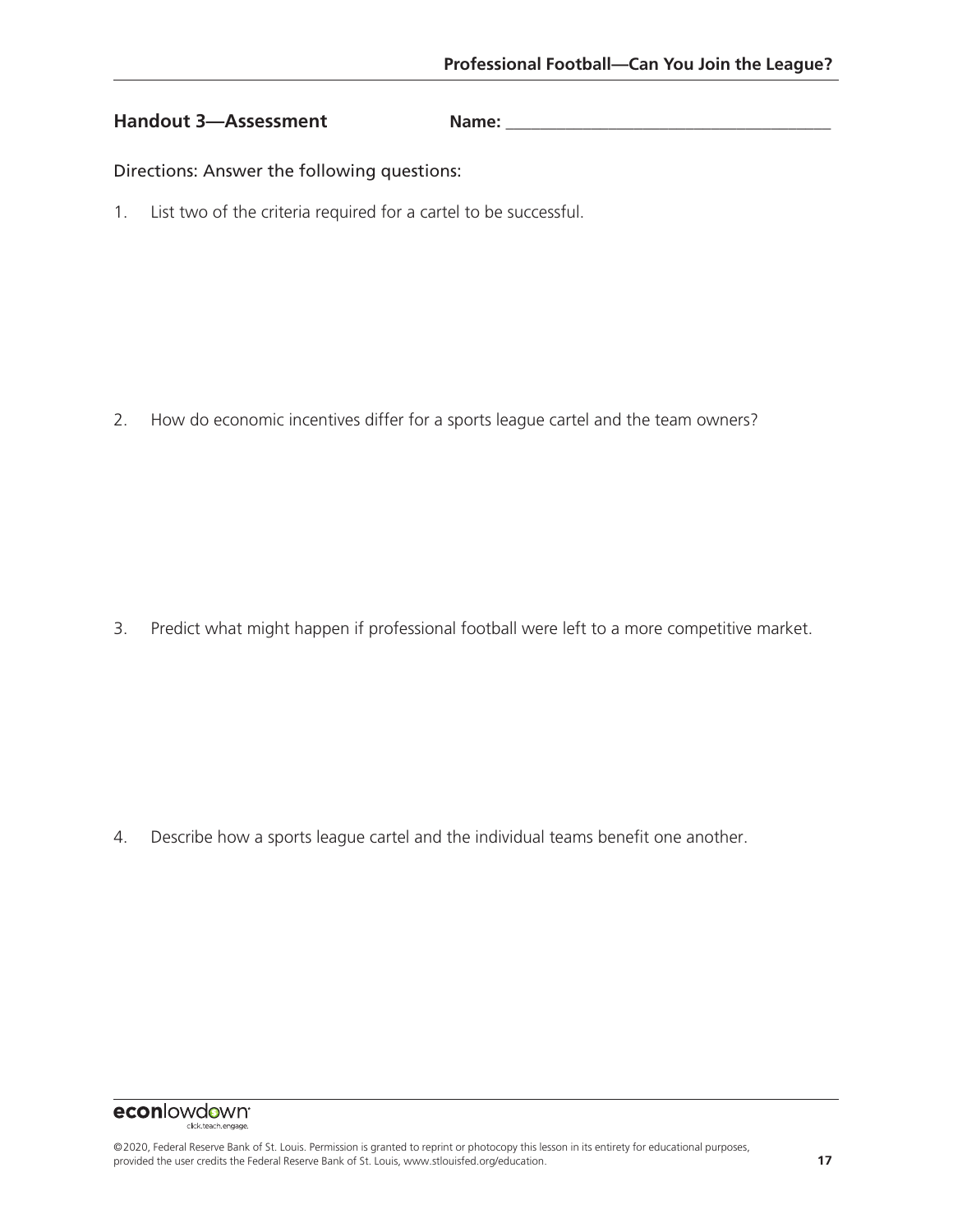## Handout 3—Assessment

**Name:** _______________________________________

Directions: Answer the following questions:

1. List two of the criteria required for a cartel to be successful.

2. How do economic incentives differ for a sports league cartel and the team owners?

3. Predict what might happen if professional football were left to a more competitive market.

4. Describe how a sports league cartel and the individual teams benefit one another.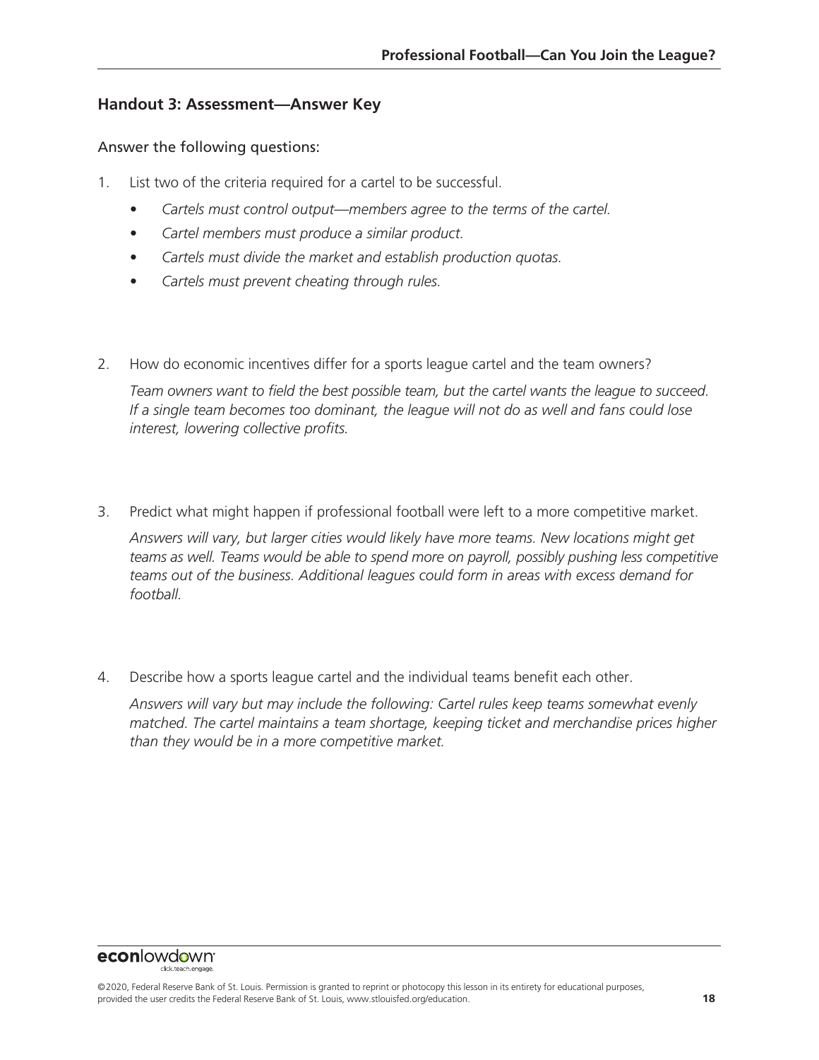## Handout 3: Assessment—Answer Key

Answer the following questions:

1. List two of the criteria required for a cartel to be successful.

   - *Cartels must control output—members agree to the terms of the cartel.*
   - *Cartel members must produce a similar product.*
   - *Cartels must divide the market and establish production quotas.*
   - *Cartels must prevent cheating through rules.*

2. How do economic incentives differ for a sports league cartel and the team owners?

   *Team owners want to field the best possible team, but the cartel wants the league to succeed. If a single team becomes too dominant, the league will not do as well and fans could lose interest, lowering collective profits.*

3. Predict what might happen if professional football were left to a more competitive market.

   *Answers will vary, but larger cities would likely have more teams. New locations might get teams as well. Teams would be able to spend more on payroll, possibly pushing less competitive teams out of the business. Additional leagues could form in areas with excess demand for football.*

4. Describe how a sports league cartel and the individual teams benefit each other.

   *Answers will vary but may include the following: Cartel rules keep teams somewhat evenly matched. The cartel maintains a team shortage, keeping ticket and merchandise prices higher than they would be in a more competitive market.*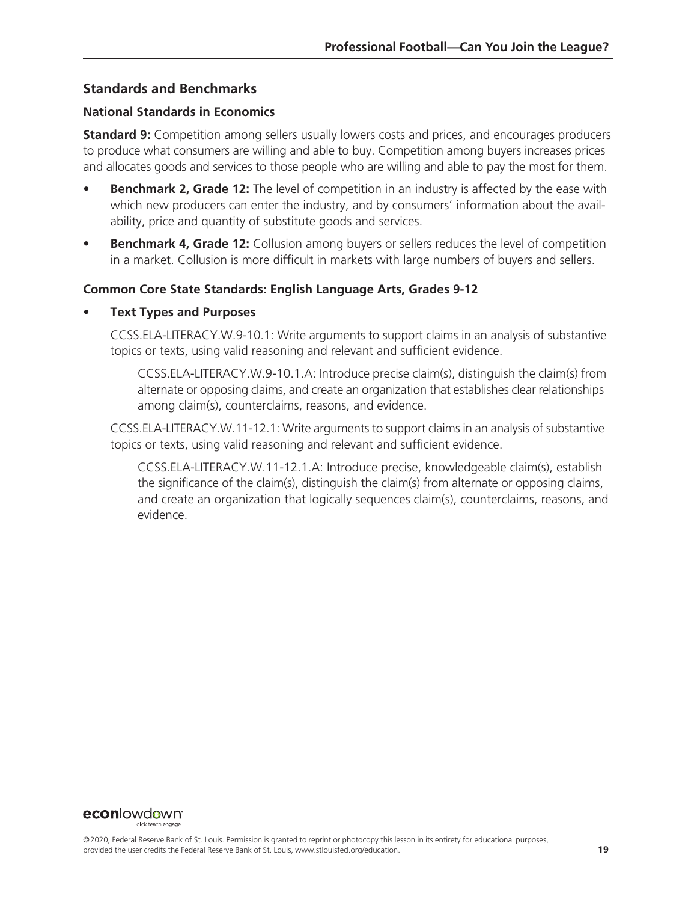## Standards and Benchmarks

### National Standards in Economics

**Standard 9:** Competition among sellers usually lowers costs and prices, and encourages producers to produce what consumers are willing and able to buy. Competition among buyers increases prices and allocates goods and services to those people who are willing and able to pay the most for them.

- **Benchmark 2, Grade 12:** The level of competition in an industry is affected by the ease with which new producers can enter the industry, and by consumers' information about the availability, price and quantity of substitute goods and services.
- **Benchmark 4, Grade 12:** Collusion among buyers or sellers reduces the level of competition in a market. Collusion is more difficult in markets with large numbers of buyers and sellers.

### Common Core State Standards: English Language Arts, Grades 9-12

- **Text Types and Purposes**

  CCSS.ELA-LITERACY.W.9-10.1: Write arguments to support claims in an analysis of substantive topics or texts, using valid reasoning and relevant and sufficient evidence.

    CCSS.ELA-LITERACY.W.9-10.1.A: Introduce precise claim(s), distinguish the claim(s) from alternate or opposing claims, and create an organization that establishes clear relationships among claim(s), counterclaims, reasons, and evidence.

  CCSS.ELA-LITERACY.W.11-12.1: Write arguments to support claims in an analysis of substantive topics or texts, using valid reasoning and relevant and sufficient evidence.

    CCSS.ELA-LITERACY.W.11-12.1.A: Introduce precise, knowledgeable claim(s), establish the significance of the claim(s), distinguish the claim(s) from alternate or opposing claims, and create an organization that logically sequences claim(s), counterclaims, reasons, and evidence.

©2020, Federal Reserve Bank of St. Louis. Permission is granted to reprint or photocopy this lesson in its entirety for educational purposes, provided the user credits the Federal Reserve Bank of St. Louis, www.stlouisfed.org/education.